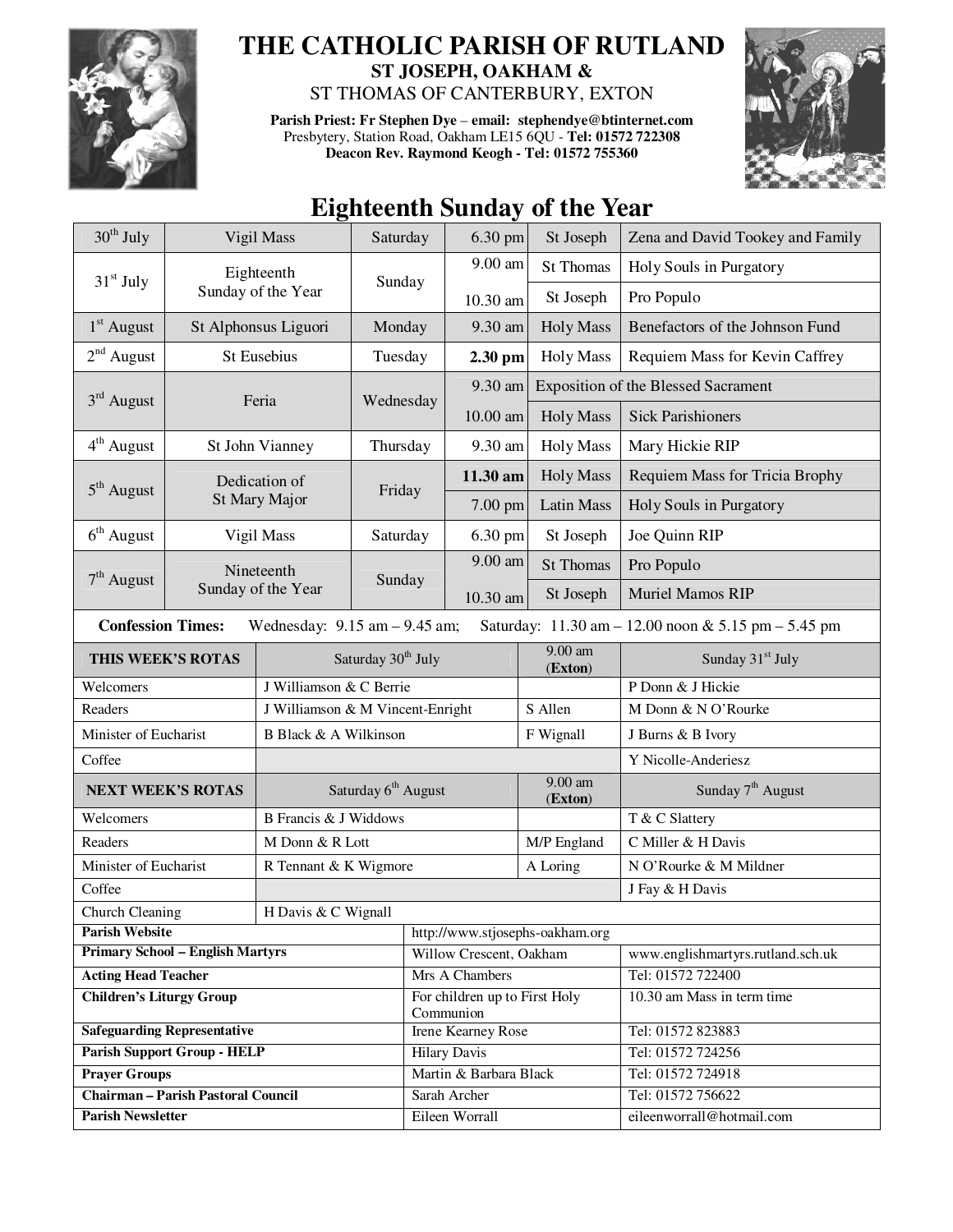# THE CATHOLIC PARISH OF RUTLAND

## ST JOSEPH, OAKHAM &

ST THOMAS OF CANTERBURY, EXTON

**Parish Priest: Fr Stephen Dye – email: stephendye@btinternet.com**
Presbytery, Station Road, Oakham LE15 6QU - **Tel: 01572 722308**
**Deacon Rev. Raymond Keogh - Tel: 01572 755360**

## Eighteenth Sunday of the Year

| Date | Feast | Day | Time | Place | Intention |
|---|---|---|---|---|---|
| 30th July | Vigil Mass | Saturday | 6.30 pm | St Joseph | Zena and David Tookey and Family |
| 31st July | Eighteenth Sunday of the Year | Sunday | 9.00 am | St Thomas | Holy Souls in Purgatory |
| | | | 10.30 am | St Joseph | Pro Populo |
| 1st August | St Alphonsus Liguori | Monday | 9.30 am | Holy Mass | Benefactors of the Johnson Fund |
| 2nd August | St Eusebius | Tuesday | **2.30 pm** | Holy Mass | Requiem Mass for Kevin Caffrey |
| 3rd August | Feria | Wednesday | 9.30 am | Exposition of the Blessed Sacrament | |
| | | | 10.00 am | Holy Mass | Sick Parishioners |
| 4th August | St John Vianney | Thursday | 9.30 am | Holy Mass | Mary Hickie RIP |
| 5th August | Dedication of St Mary Major | Friday | **11.30 am** | Holy Mass | Requiem Mass for Tricia Brophy |
| | | | 7.00 pm | Latin Mass | Holy Souls in Purgatory |
| 6th August | Vigil Mass | Saturday | 6.30 pm | St Joseph | Joe Quinn RIP |
| 7th August | Nineteenth Sunday of the Year | Sunday | 9.00 am | St Thomas | Pro Populo |
| | | | 10.30 am | St Joseph | Muriel Mamos RIP |

**Confession Times:** Wednesday: 9.15 am – 9.45 am; Saturday: 11.30 am – 12.00 noon & 5.15 pm – 5.45 pm

| THIS WEEK'S ROTAS | Saturday 30th July | 9.00 am (Exton) | Sunday 31st July |
|---|---|---|---|
| Welcomers | J Williamson & C Berrie | | P Donn & J Hickie |
| Readers | J Williamson & M Vincent-Enright | S Allen | M Donn & N O'Rourke |
| Minister of Eucharist | B Black & A Wilkinson | F Wignall | J Burns & B Ivory |
| Coffee | | | Y Nicolle-Anderiesz |
| **NEXT WEEK'S ROTAS** | **Saturday 6th August** | **9.00 am (Exton)** | **Sunday 7th August** |
| Welcomers | B Francis & J Widdows | | T & C Slattery |
| Readers | M Donn & R Lott | M/P England | C Miller & H Davis |
| Minister of Eucharist | R Tennant & K Wigmore | A Loring | N O'Rourke & M Mildner |
| Coffee | | | J Fay & H Davis |
| Church Cleaning | H Davis & C Wignall | | |

| | | |
|---|---|---|
| **Parish Website** | http://www.stjosephs-oakham.org | |
| **Primary School – English Martyrs** | Willow Crescent, Oakham | www.englishmartyrs.rutland.sch.uk |
| **Acting Head Teacher** | Mrs A Chambers | Tel: 01572 722400 |
| **Children's Liturgy Group** | For children up to First Holy Communion | 10.30 am Mass in term time |
| **Safeguarding Representative** | Irene Kearney Rose | Tel: 01572 823883 |
| **Parish Support Group - HELP** | Hilary Davis | Tel: 01572 724256 |
| **Prayer Groups** | Martin & Barbara Black | Tel: 01572 724918 |
| **Chairman – Parish Pastoral Council** | Sarah Archer | Tel: 01572 756622 |
| **Parish Newsletter** | Eileen Worrall | eileenworrall@hotmail.com |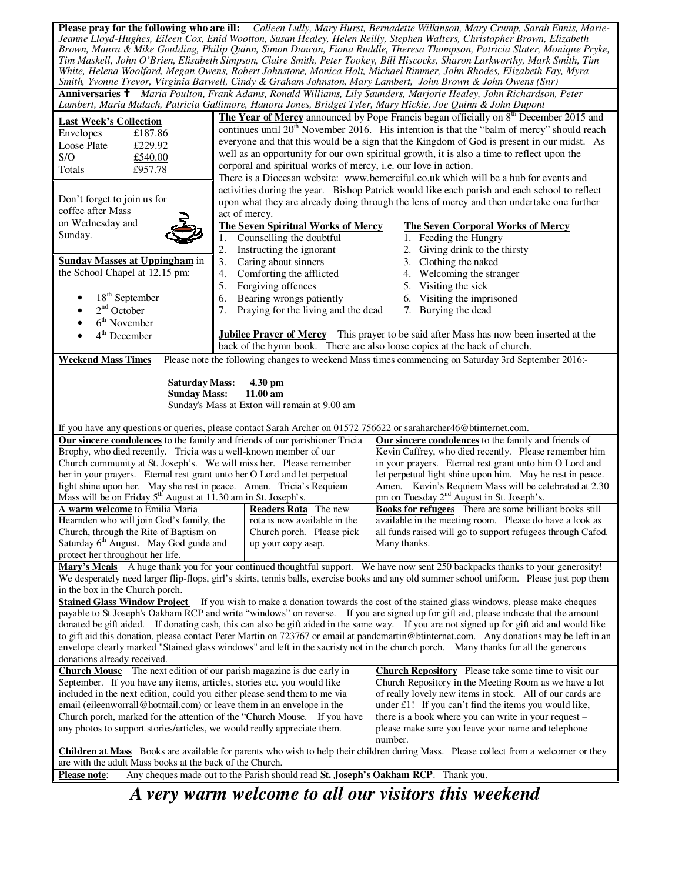**Please pray for the following who are ill:** *Colleen Lully, Mary Hurst, Bernadette Wilkinson, Mary Crump, Sarah Ennis, Marie-Jeanne Lloyd-Hughes, Eileen Cox, Enid Wootton, Susan Healey, Helen Reilly, Stephen Walters, Christopher Brown, Elizabeth Brown, Maura & Mike Goulding, Philip Quinn, Simon Duncan, Fiona Ruddle, Theresa Thompson, Patricia Slater, Monique Pryke, Tim Maskell, John O'Brien, Elisabeth Simpson, Claire Smith, Peter Tookey, Bill Hiscocks, Sharon Larkworthy, Mark Smith, Tim White, Helena Woolford, Megan Owens, Robert Johnstone, Monica Holt, Michael Rimmer, John Rhodes, Elizabeth Fay, Myra Smith, Yvonne Trevor, Virginia Barwell, Cindy & Graham Johnston, Mary Lambert, John Brown & John Owens (Snr)*

**Anniversaries ✝** *Maria Poulton, Frank Adams, Ronald Williams, Lily Saunders, Marjorie Healey, John Richardson, Peter Lambert, Maria Malach, Patricia Gallimore, Hanora Jones, Bridget Tyler, Mary Hickie, Joe Quinn & John Dupont*

**Last Week's Collection**

| | |
|---|---|
| Envelopes | £187.86 |
| Loose Plate | £229.92 |
| S/O | £540.00 |
| Totals | £957.78 |

Don't forget to join us for coffee after Mass on Wednesday and Sunday.

**Sunday Masses at Uppingham** in the School Chapel at 12.15 pm:

- 18th September
- 2nd October
- 6th November
- 4th December

**The Year of Mercy** announced by Pope Francis began officially on 8th December 2015 and continues until 20th November 2016. His intention is that the "balm of mercy" should reach everyone and that this would be a sign that the Kingdom of God is present in our midst. As well as an opportunity for our own spiritual growth, it is also a time to reflect upon the corporal and spiritual works of mercy, i.e. our love in action.

There is a Diocesan website: www.bemerciful.co.uk which will be a hub for events and activities during the year. Bishop Patrick would like each parish and each school to reflect upon what they are already doing through the lens of mercy and then undertake one further act of mercy.

**The Seven Spiritual Works of Mercy**

1. Counselling the doubtful
2. Instructing the ignorant
3. Caring about sinners
4. Comforting the afflicted
5. Forgiving offences
6. Bearing wrongs patiently
7. Praying for the living and the dead

**The Seven Corporal Works of Mercy**

1. Feeding the Hungry
2. Giving drink to the thirsty
3. Clothing the naked
4. Welcoming the stranger
5. Visiting the sick
6. Visiting the imprisoned
7. Burying the dead

**Jubilee Prayer of Mercy** This prayer to be said after Mass has now been inserted at the back of the hymn book. There are also loose copies at the back of church.

**Weekend Mass Times** Please note the following changes to weekend Mass times commencing on Saturday 3rd September 2016:-

**Saturday Mass: 4.30 pm**
**Sunday Mass: 11.00 am**
Sunday's Mass at Exton will remain at 9.00 am

If you have any questions or queries, please contact Sarah Archer on 01572 756622 or saraharcher46@btinternet.com.

**Our sincere condolences** to the family and friends of our parishioner Tricia Brophy, who died recently. Tricia was a well-known member of our Church community at St. Joseph's. We will miss her. Please remember her in your prayers. Eternal rest grant unto her O Lord and let perpetual light shine upon her. May she rest in peace. Amen. Tricia's Requiem Mass will be on Friday 5th August at 11.30 am in St. Joseph's.

**Our sincere condolences** to the family and friends of Kevin Caffrey, who died recently. Please remember him in your prayers. Eternal rest grant unto him O Lord and let perpetual light shine upon him. May he rest in peace. Amen. Kevin's Requiem Mass will be celebrated at 2.30 pm on Tuesday 2nd August in St. Joseph's.

**A warm welcome** to Emilia Maria Hearnden who will join God's family, the Church, through the Rite of Baptism on Saturday 6th August. May God guide and protect her throughout her life.

**Readers Rota** The new rota is now available in the Church porch. Please pick up your copy asap.

**Books for refugees** There are some brilliant books still available in the meeting room. Please do have a look as all funds raised will go to support refugees through Cafod. Many thanks.

**Mary's Meals** A huge thank you for your continued thoughtful support. We have now sent 250 backpacks thanks to your generosity! We desperately need larger flip-flops, girl's skirts, tennis balls, exercise books and any old summer school uniform. Please just pop them in the box in the Church porch.

**Stained Glass Window Project** If you wish to make a donation towards the cost of the stained glass windows, please make cheques payable to St Joseph's Oakham RCP and write "windows" on reverse. If you are signed up for gift aid, please indicate that the amount donated be gift aided. If donating cash, this can also be gift aided in the same way. If you are not signed up for gift aid and would like to gift aid this donation, please contact Peter Martin on 723767 or email at pandcmartin@btinternet.com. Any donations may be left in an envelope clearly marked "Stained glass windows" and left in the sacristy not in the church porch. Many thanks for all the generous donations already received.

**Church Mouse** The next edition of our parish magazine is due early in September. If you have any items, articles, stories etc. you would like included in the next edition, could you either please send them to me via email (eileenworrall@hotmail.com) or leave them in an envelope in the Church porch, marked for the attention of the "Church Mouse. If you have any photos to support stories/articles, we would really appreciate them.

**Church Repository** Please take some time to visit our Church Repository in the Meeting Room as we have a lot of really lovely new items in stock. All of our cards are under £1! If you can't find the items you would like, there is a book where you can write in your request – please make sure you leave your name and telephone number.

**Children at Mass** Books are available for parents who wish to help their children during Mass. Please collect from a welcomer or they are with the adult Mass books at the back of the Church.

**Please note**: Any cheques made out to the Parish should read **St. Joseph's Oakham RCP**. Thank you.

***A very warm welcome to all our visitors this weekend***